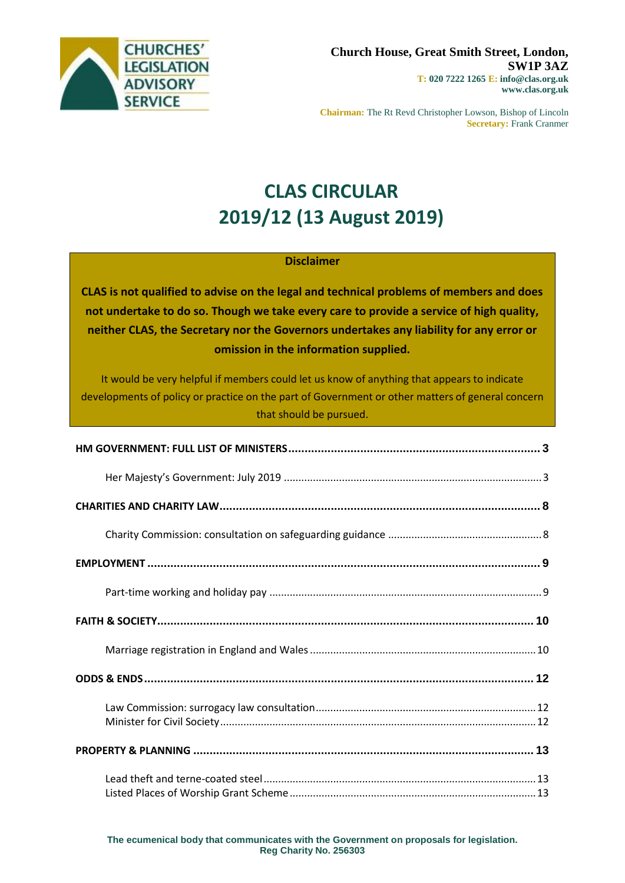CHURCHES' LEGISLATION ADVISORY SERVICE

**Church House, Great Smith Street, London, SW1P 3AZ**
**T: 020 7222 1265 E: info@clas.org.uk**
**www.clas.org.uk**

**Chairman:** The Rt Revd Christopher Lowson, Bishop of Lincoln
**Secretary:** Frank Cranmer

# CLAS CIRCULAR
# 2019/12 (13 August 2019)

**Disclaimer**

**CLAS is not qualified to advise on the legal and technical problems of members and does not undertake to do so. Though we take every care to provide a service of high quality, neither CLAS, the Secretary nor the Governors undertakes any liability for any error or omission in the information supplied.**

It would be very helpful if members could let us know of anything that appears to indicate developments of policy or practice on the part of Government or other matters of general concern that should be pursued.

**HM GOVERNMENT: FULL LIST OF MINISTERS** ..... 3
- Her Majesty's Government: July 2019 ..... 3

**CHARITIES AND CHARITY LAW** ..... 8
- Charity Commission: consultation on safeguarding guidance ..... 8

**EMPLOYMENT** ..... 9
- Part-time working and holiday pay ..... 9

**FAITH & SOCIETY** ..... 10
- Marriage registration in England and Wales ..... 10

**ODDS & ENDS** ..... 12
- Law Commission: surrogacy law consultation ..... 12
- Minister for Civil Society ..... 12

**PROPERTY & PLANNING** ..... 13
- Lead theft and terne-coated steel ..... 13
- Listed Places of Worship Grant Scheme ..... 13

**The ecumenical body that communicates with the Government on proposals for legislation.**
**Reg Charity No. 256303**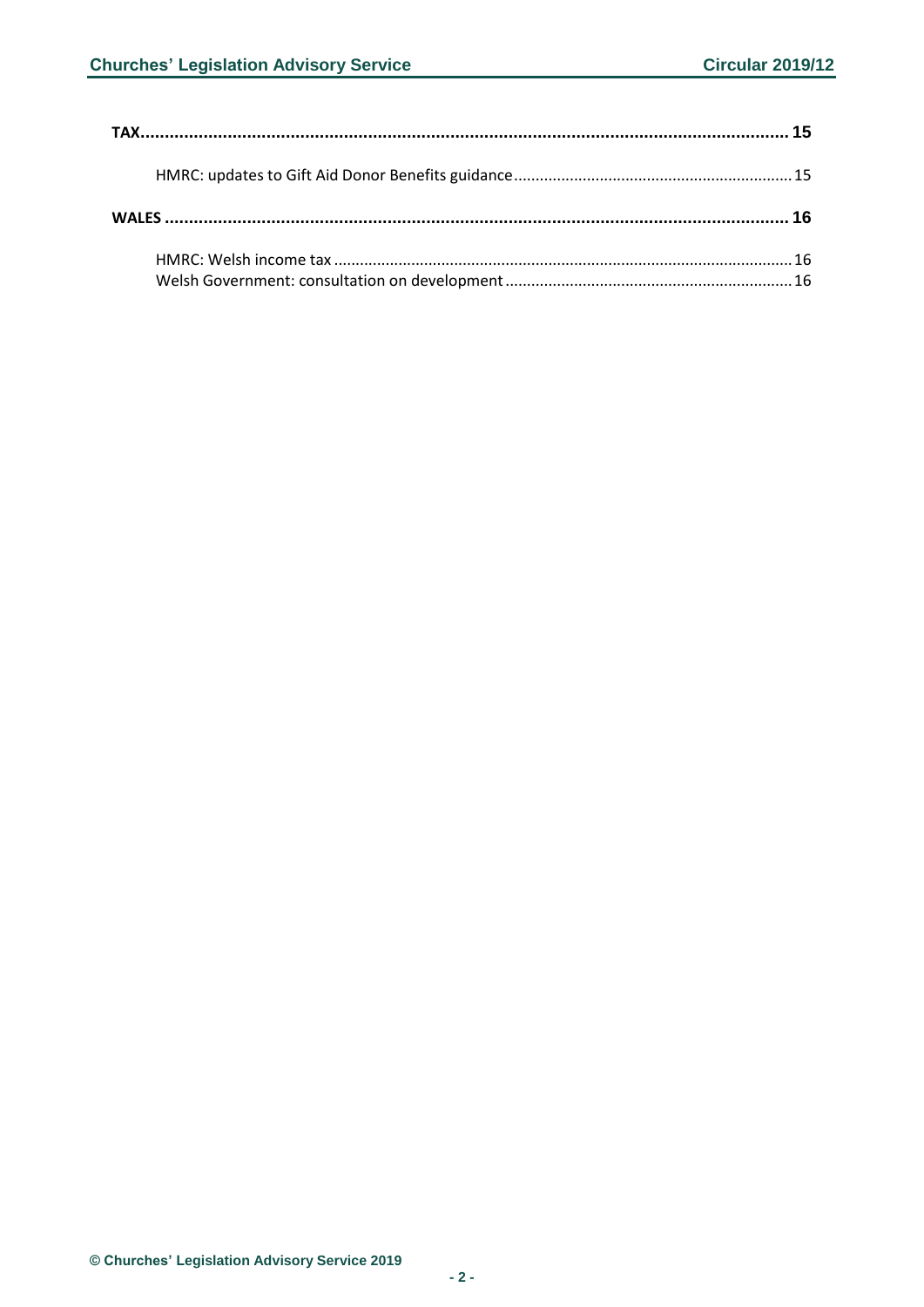**TAX** ... 15

HMRC: updates to Gift Aid Donor Benefits guidance ... 15

**WALES** ... 16

HMRC: Welsh income tax ... 16
Welsh Government: consultation on development ... 16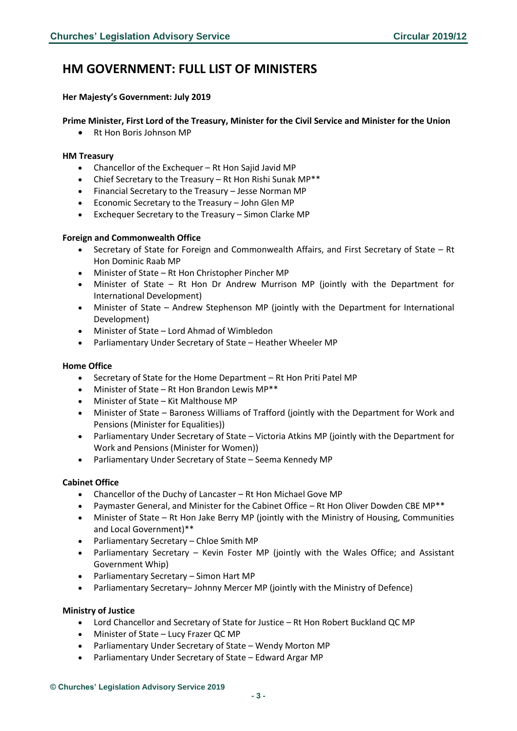# HM GOVERNMENT: FULL LIST OF MINISTERS

**Her Majesty's Government: July 2019**

**Prime Minister, First Lord of the Treasury, Minister for the Civil Service and Minister for the Union**

- Rt Hon Boris Johnson MP

**HM Treasury**

- Chancellor of the Exchequer – Rt Hon Sajid Javid MP
- Chief Secretary to the Treasury – Rt Hon Rishi Sunak MP**
- Financial Secretary to the Treasury – Jesse Norman MP
- Economic Secretary to the Treasury – John Glen MP
- Exchequer Secretary to the Treasury – Simon Clarke MP

**Foreign and Commonwealth Office**

- Secretary of State for Foreign and Commonwealth Affairs, and First Secretary of State – Rt Hon Dominic Raab MP
- Minister of State – Rt Hon Christopher Pincher MP
- Minister of State – Rt Hon Dr Andrew Murrison MP (jointly with the Department for International Development)
- Minister of State – Andrew Stephenson MP (jointly with the Department for International Development)
- Minister of State – Lord Ahmad of Wimbledon
- Parliamentary Under Secretary of State – Heather Wheeler MP

**Home Office**

- Secretary of State for the Home Department – Rt Hon Priti Patel MP
- Minister of State – Rt Hon Brandon Lewis MP**
- Minister of State – Kit Malthouse MP
- Minister of State – Baroness Williams of Trafford (jointly with the Department for Work and Pensions (Minister for Equalities))
- Parliamentary Under Secretary of State – Victoria Atkins MP (jointly with the Department for Work and Pensions (Minister for Women))
- Parliamentary Under Secretary of State – Seema Kennedy MP

**Cabinet Office**

- Chancellor of the Duchy of Lancaster – Rt Hon Michael Gove MP
- Paymaster General, and Minister for the Cabinet Office – Rt Hon Oliver Dowden CBE MP**
- Minister of State – Rt Hon Jake Berry MP (jointly with the Ministry of Housing, Communities and Local Government)**
- Parliamentary Secretary – Chloe Smith MP
- Parliamentary Secretary – Kevin Foster MP (jointly with the Wales Office; and Assistant Government Whip)
- Parliamentary Secretary – Simon Hart MP
- Parliamentary Secretary– Johnny Mercer MP (jointly with the Ministry of Defence)

**Ministry of Justice**

- Lord Chancellor and Secretary of State for Justice – Rt Hon Robert Buckland QC MP
- Minister of State – Lucy Frazer QC MP
- Parliamentary Under Secretary of State – Wendy Morton MP
- Parliamentary Under Secretary of State – Edward Argar MP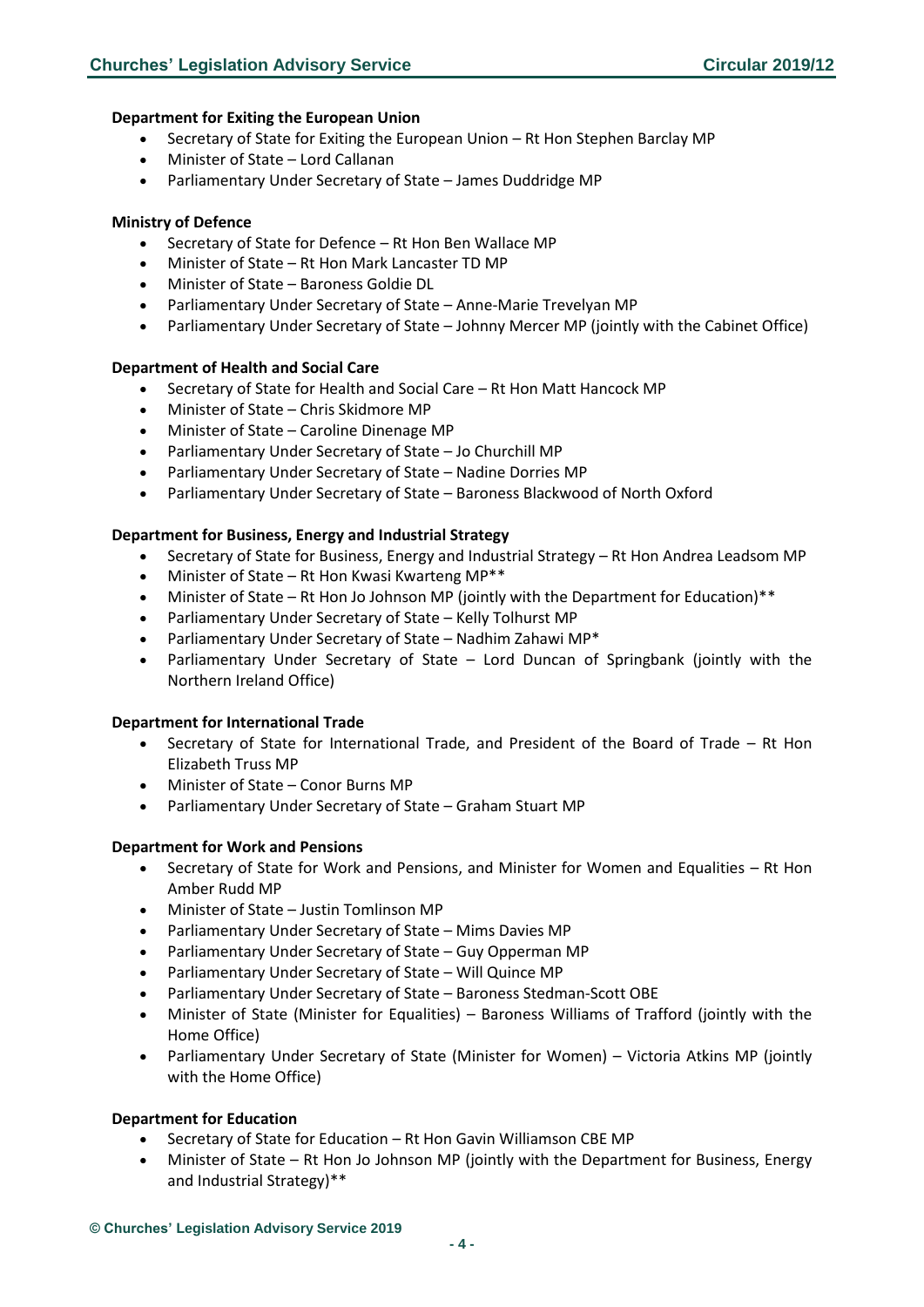**Department for Exiting the European Union**

- Secretary of State for Exiting the European Union – Rt Hon Stephen Barclay MP
- Minister of State – Lord Callanan
- Parliamentary Under Secretary of State – James Duddridge MP

**Ministry of Defence**

- Secretary of State for Defence – Rt Hon Ben Wallace MP
- Minister of State – Rt Hon Mark Lancaster TD MP
- Minister of State – Baroness Goldie DL
- Parliamentary Under Secretary of State – Anne-Marie Trevelyan MP
- Parliamentary Under Secretary of State – Johnny Mercer MP (jointly with the Cabinet Office)

**Department of Health and Social Care**

- Secretary of State for Health and Social Care – Rt Hon Matt Hancock MP
- Minister of State – Chris Skidmore MP
- Minister of State – Caroline Dinenage MP
- Parliamentary Under Secretary of State – Jo Churchill MP
- Parliamentary Under Secretary of State – Nadine Dorries MP
- Parliamentary Under Secretary of State – Baroness Blackwood of North Oxford

**Department for Business, Energy and Industrial Strategy**

- Secretary of State for Business, Energy and Industrial Strategy – Rt Hon Andrea Leadsom MP
- Minister of State – Rt Hon Kwasi Kwarteng MP**
- Minister of State – Rt Hon Jo Johnson MP (jointly with the Department for Education)**
- Parliamentary Under Secretary of State – Kelly Tolhurst MP
- Parliamentary Under Secretary of State – Nadhim Zahawi MP*
- Parliamentary Under Secretary of State – Lord Duncan of Springbank (jointly with the Northern Ireland Office)

**Department for International Trade**

- Secretary of State for International Trade, and President of the Board of Trade – Rt Hon Elizabeth Truss MP
- Minister of State – Conor Burns MP
- Parliamentary Under Secretary of State – Graham Stuart MP

**Department for Work and Pensions**

- Secretary of State for Work and Pensions, and Minister for Women and Equalities – Rt Hon Amber Rudd MP
- Minister of State – Justin Tomlinson MP
- Parliamentary Under Secretary of State – Mims Davies MP
- Parliamentary Under Secretary of State – Guy Opperman MP
- Parliamentary Under Secretary of State – Will Quince MP
- Parliamentary Under Secretary of State – Baroness Stedman-Scott OBE
- Minister of State (Minister for Equalities) – Baroness Williams of Trafford (jointly with the Home Office)
- Parliamentary Under Secretary of State (Minister for Women) – Victoria Atkins MP (jointly with the Home Office)

**Department for Education**

- Secretary of State for Education – Rt Hon Gavin Williamson CBE MP
- Minister of State – Rt Hon Jo Johnson MP (jointly with the Department for Business, Energy and Industrial Strategy)**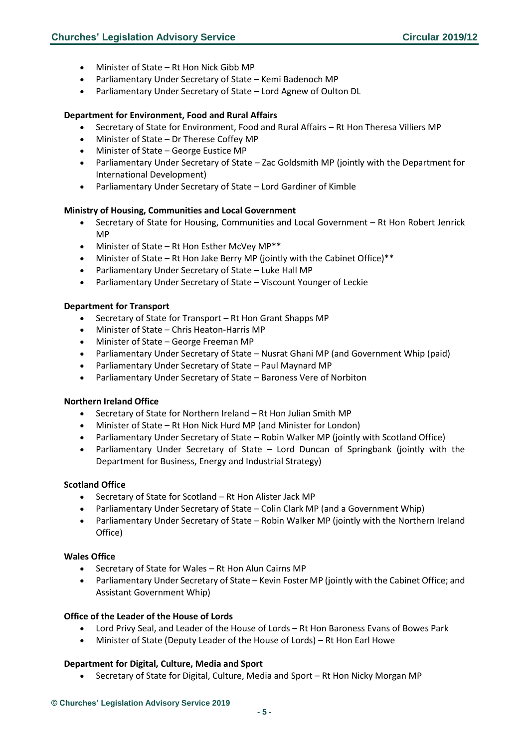- Minister of State – Rt Hon Nick Gibb MP
- Parliamentary Under Secretary of State – Kemi Badenoch MP
- Parliamentary Under Secretary of State – Lord Agnew of Oulton DL

**Department for Environment, Food and Rural Affairs**

- Secretary of State for Environment, Food and Rural Affairs – Rt Hon Theresa Villiers MP
- Minister of State – Dr Therese Coffey MP
- Minister of State – George Eustice MP
- Parliamentary Under Secretary of State – Zac Goldsmith MP (jointly with the Department for International Development)
- Parliamentary Under Secretary of State – Lord Gardiner of Kimble

**Ministry of Housing, Communities and Local Government**

- Secretary of State for Housing, Communities and Local Government – Rt Hon Robert Jenrick MP
- Minister of State – Rt Hon Esther McVey MP**
- Minister of State – Rt Hon Jake Berry MP (jointly with the Cabinet Office)**
- Parliamentary Under Secretary of State – Luke Hall MP
- Parliamentary Under Secretary of State – Viscount Younger of Leckie

**Department for Transport**

- Secretary of State for Transport – Rt Hon Grant Shapps MP
- Minister of State – Chris Heaton-Harris MP
- Minister of State – George Freeman MP
- Parliamentary Under Secretary of State – Nusrat Ghani MP (and Government Whip (paid)
- Parliamentary Under Secretary of State – Paul Maynard MP
- Parliamentary Under Secretary of State – Baroness Vere of Norbiton

**Northern Ireland Office**

- Secretary of State for Northern Ireland – Rt Hon Julian Smith MP
- Minister of State – Rt Hon Nick Hurd MP (and Minister for London)
- Parliamentary Under Secretary of State – Robin Walker MP (jointly with Scotland Office)
- Parliamentary Under Secretary of State – Lord Duncan of Springbank (jointly with the Department for Business, Energy and Industrial Strategy)

**Scotland Office**

- Secretary of State for Scotland – Rt Hon Alister Jack MP
- Parliamentary Under Secretary of State – Colin Clark MP (and a Government Whip)
- Parliamentary Under Secretary of State – Robin Walker MP (jointly with the Northern Ireland Office)

**Wales Office**

- Secretary of State for Wales – Rt Hon Alun Cairns MP
- Parliamentary Under Secretary of State – Kevin Foster MP (jointly with the Cabinet Office; and Assistant Government Whip)

**Office of the Leader of the House of Lords**

- Lord Privy Seal, and Leader of the House of Lords – Rt Hon Baroness Evans of Bowes Park
- Minister of State (Deputy Leader of the House of Lords) – Rt Hon Earl Howe

**Department for Digital, Culture, Media and Sport**

- Secretary of State for Digital, Culture, Media and Sport – Rt Hon Nicky Morgan MP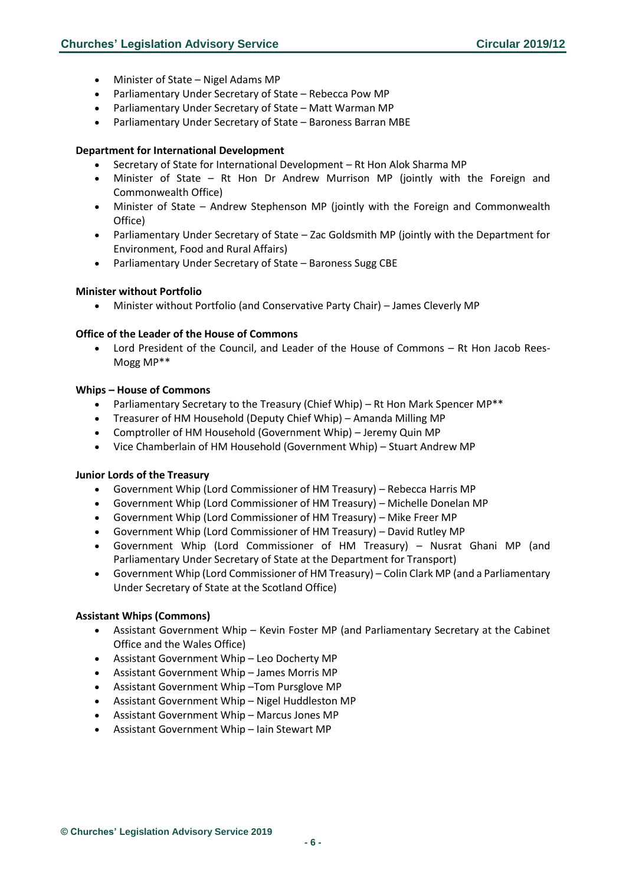- Minister of State – Nigel Adams MP
- Parliamentary Under Secretary of State – Rebecca Pow MP
- Parliamentary Under Secretary of State – Matt Warman MP
- Parliamentary Under Secretary of State – Baroness Barran MBE

**Department for International Development**

- Secretary of State for International Development – Rt Hon Alok Sharma MP
- Minister of State – Rt Hon Dr Andrew Murrison MP (jointly with the Foreign and Commonwealth Office)
- Minister of State – Andrew Stephenson MP (jointly with the Foreign and Commonwealth Office)
- Parliamentary Under Secretary of State – Zac Goldsmith MP (jointly with the Department for Environment, Food and Rural Affairs)
- Parliamentary Under Secretary of State – Baroness Sugg CBE

**Minister without Portfolio**

- Minister without Portfolio (and Conservative Party Chair) – James Cleverly MP

**Office of the Leader of the House of Commons**

- Lord President of the Council, and Leader of the House of Commons – Rt Hon Jacob Rees-Mogg MP**

**Whips – House of Commons**

- Parliamentary Secretary to the Treasury (Chief Whip) – Rt Hon Mark Spencer MP**
- Treasurer of HM Household (Deputy Chief Whip) – Amanda Milling MP
- Comptroller of HM Household (Government Whip) – Jeremy Quin MP
- Vice Chamberlain of HM Household (Government Whip) – Stuart Andrew MP

**Junior Lords of the Treasury**

- Government Whip (Lord Commissioner of HM Treasury) – Rebecca Harris MP
- Government Whip (Lord Commissioner of HM Treasury) – Michelle Donelan MP
- Government Whip (Lord Commissioner of HM Treasury) – Mike Freer MP
- Government Whip (Lord Commissioner of HM Treasury) – David Rutley MP
- Government Whip (Lord Commissioner of HM Treasury) – Nusrat Ghani MP (and Parliamentary Under Secretary of State at the Department for Transport)
- Government Whip (Lord Commissioner of HM Treasury) – Colin Clark MP (and a Parliamentary Under Secretary of State at the Scotland Office)

**Assistant Whips (Commons)**

- Assistant Government Whip – Kevin Foster MP (and Parliamentary Secretary at the Cabinet Office and the Wales Office)
- Assistant Government Whip – Leo Docherty MP
- Assistant Government Whip – James Morris MP
- Assistant Government Whip –Tom Pursglove MP
- Assistant Government Whip – Nigel Huddleston MP
- Assistant Government Whip – Marcus Jones MP
- Assistant Government Whip – Iain Stewart MP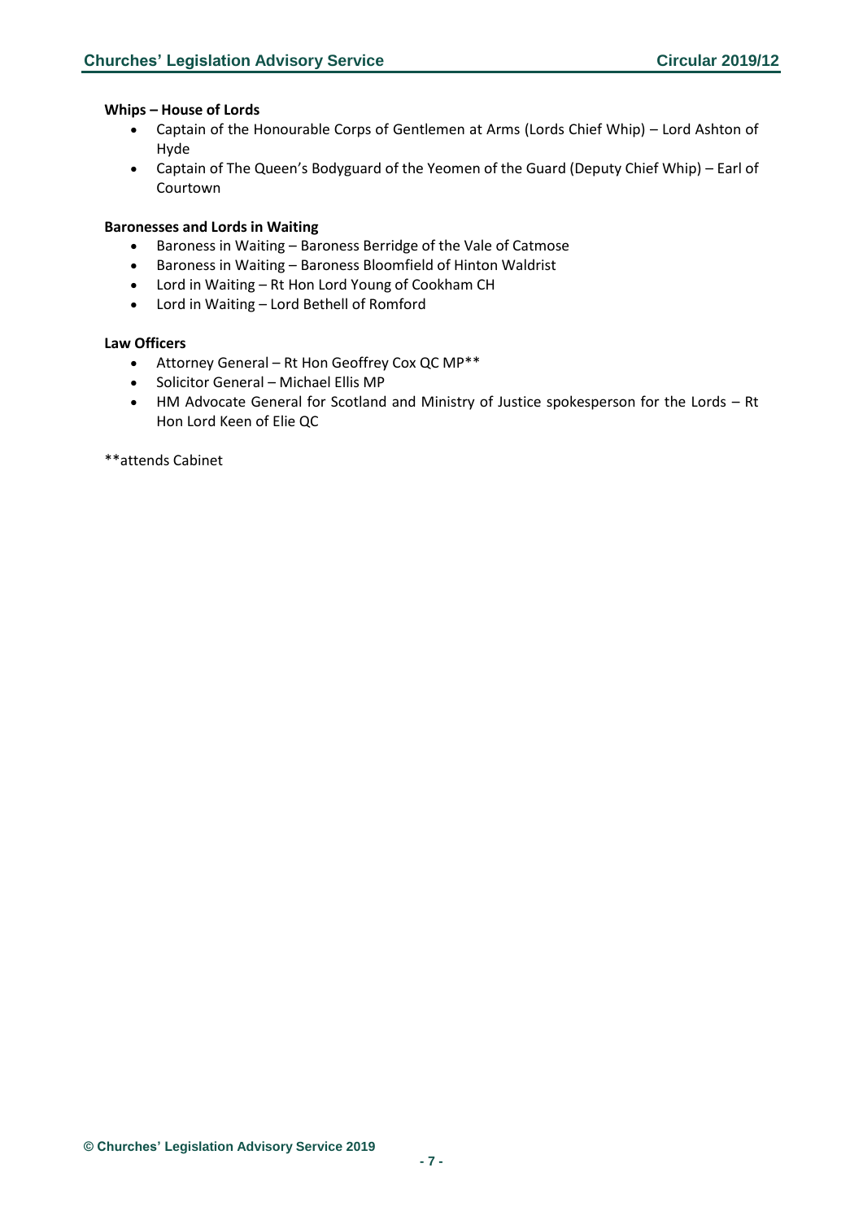**Whips – House of Lords**

- Captain of the Honourable Corps of Gentlemen at Arms (Lords Chief Whip) – Lord Ashton of Hyde
- Captain of The Queen's Bodyguard of the Yeomen of the Guard (Deputy Chief Whip) – Earl of Courtown

**Baronesses and Lords in Waiting**

- Baroness in Waiting – Baroness Berridge of the Vale of Catmose
- Baroness in Waiting – Baroness Bloomfield of Hinton Waldrist
- Lord in Waiting – Rt Hon Lord Young of Cookham CH
- Lord in Waiting – Lord Bethell of Romford

**Law Officers**

- Attorney General – Rt Hon Geoffrey Cox QC MP**
- Solicitor General – Michael Ellis MP
- HM Advocate General for Scotland and Ministry of Justice spokesperson for the Lords – Rt Hon Lord Keen of Elie QC

**attends Cabinet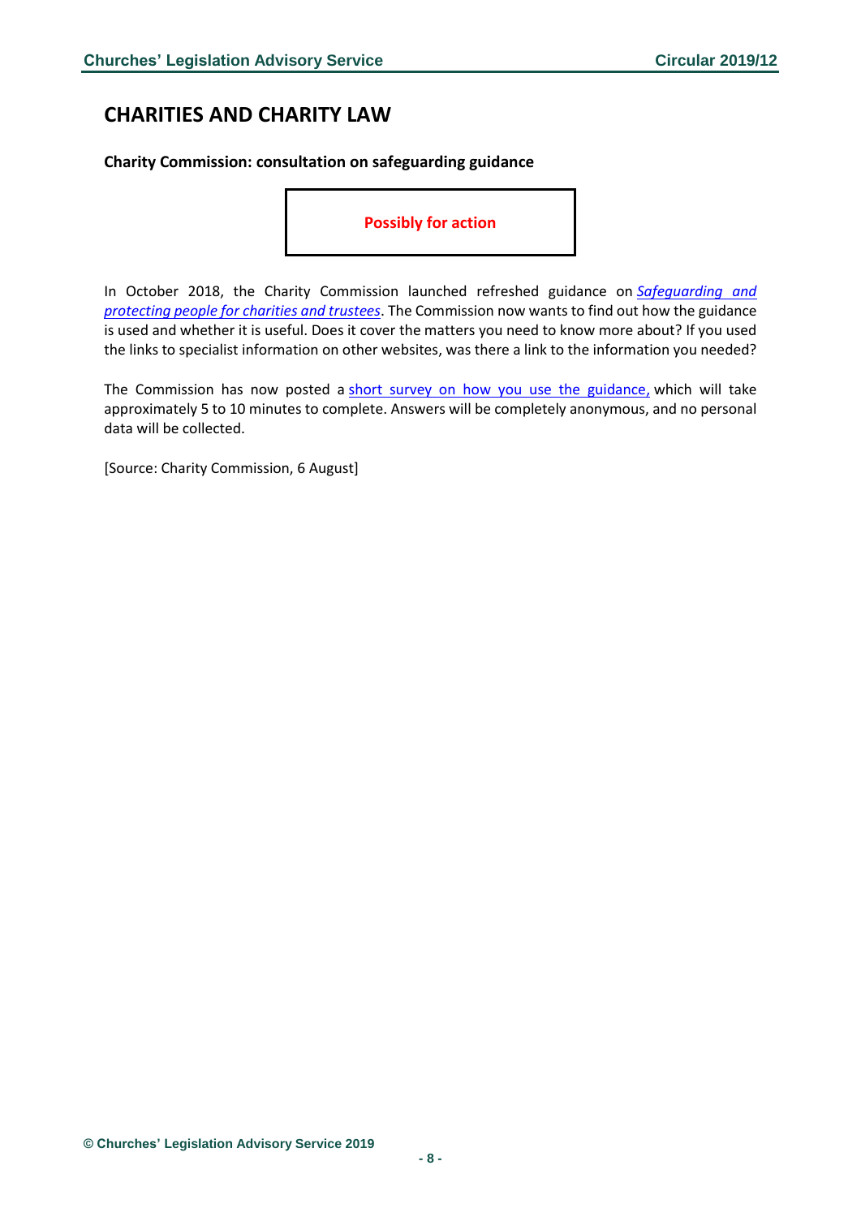# CHARITIES AND CHARITY LAW

**Charity Commission: consultation on safeguarding guidance**

**Possibly for action**

In October 2018, the Charity Commission launched refreshed guidance on *Safeguarding and protecting people for charities and trustees*. The Commission now wants to find out how the guidance is used and whether it is useful. Does it cover the matters you need to know more about? If you used the links to specialist information on other websites, was there a link to the information you needed?

The Commission has now posted a short survey on how you use the guidance, which will take approximately 5 to 10 minutes to complete. Answers will be completely anonymous, and no personal data will be collected.

[Source: Charity Commission, 6 August]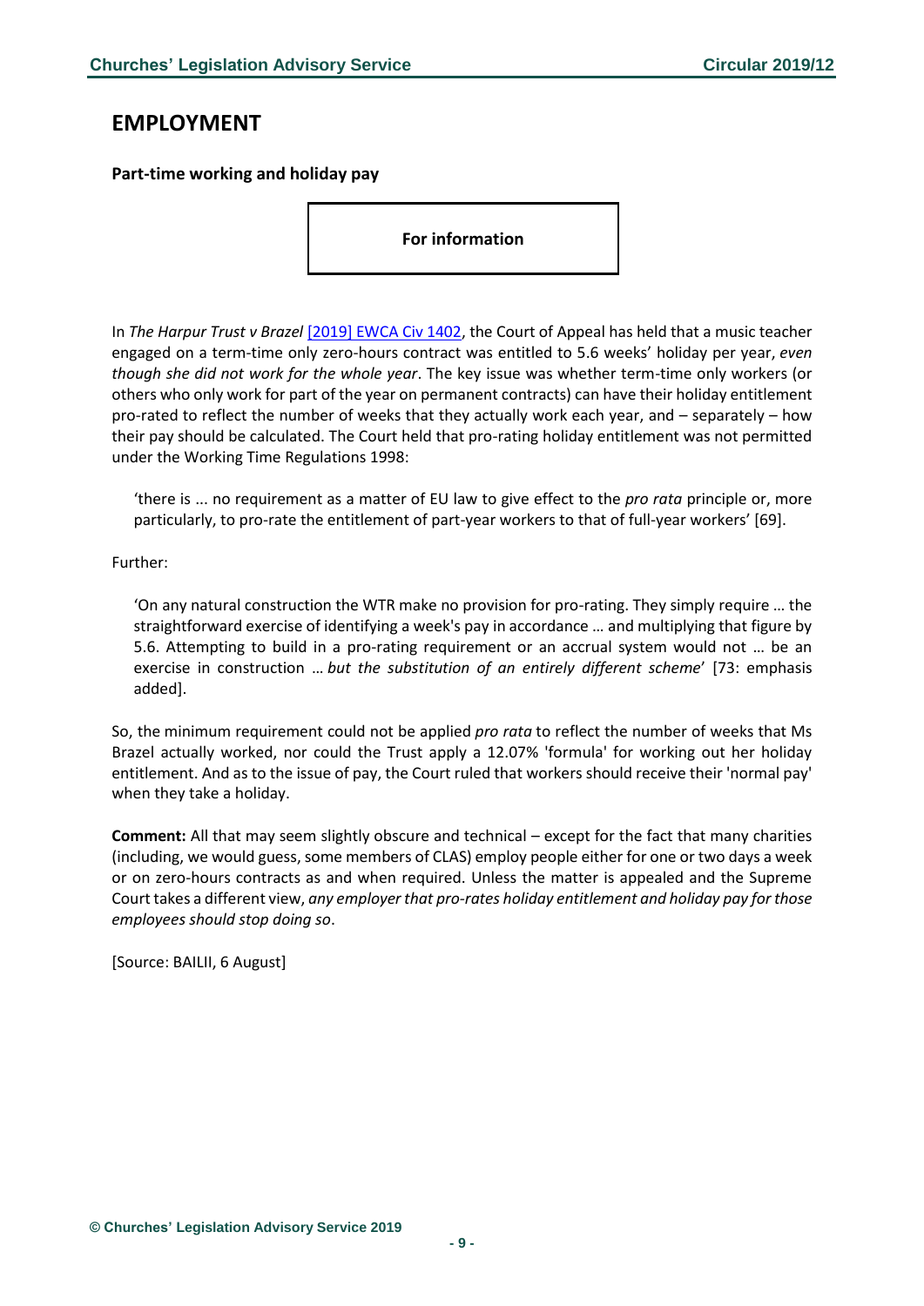# EMPLOYMENT

### Part-time working and holiday pay

**For information**

In *The Harpur Trust v Brazel* [2019] EWCA Civ 1402, the Court of Appeal has held that a music teacher engaged on a term-time only zero-hours contract was entitled to 5.6 weeks' holiday per year, *even though she did not work for the whole year*. The key issue was whether term-time only workers (or others who only work for part of the year on permanent contracts) can have their holiday entitlement pro-rated to reflect the number of weeks that they actually work each year, and – separately – how their pay should be calculated. The Court held that pro-rating holiday entitlement was not permitted under the Working Time Regulations 1998:

> 'there is ... no requirement as a matter of EU law to give effect to the *pro rata* principle or, more particularly, to pro-rate the entitlement of part-year workers to that of full-year workers' [69].

Further:

> 'On any natural construction the WTR make no provision for pro-rating. They simply require … the straightforward exercise of identifying a week's pay in accordance … and multiplying that figure by 5.6. Attempting to build in a pro-rating requirement or an accrual system would not … be an exercise in construction … *but the substitution of an entirely different scheme*' [73: emphasis added].

So, the minimum requirement could not be applied *pro rata* to reflect the number of weeks that Ms Brazel actually worked, nor could the Trust apply a 12.07% 'formula' for working out her holiday entitlement. And as to the issue of pay, the Court ruled that workers should receive their 'normal pay' when they take a holiday.

**Comment:** All that may seem slightly obscure and technical – except for the fact that many charities (including, we would guess, some members of CLAS) employ people either for one or two days a week or on zero-hours contracts as and when required. Unless the matter is appealed and the Supreme Court takes a different view, *any employer that pro-rates holiday entitlement and holiday pay for those employees should stop doing so*.

[Source: BAILII, 6 August]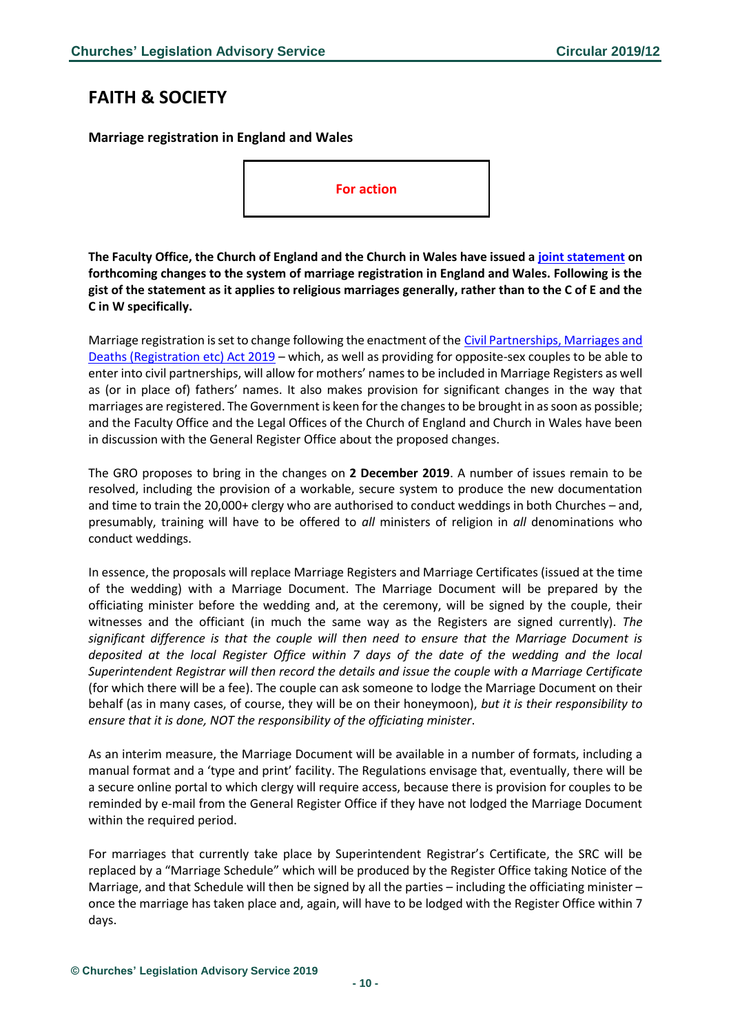# FAITH & SOCIETY

### Marriage registration in England and Wales

**For action**

**The Faculty Office, the Church of England and the Church in Wales have issued a joint statement on forthcoming changes to the system of marriage registration in England and Wales. Following is the gist of the statement as it applies to religious marriages generally, rather than to the C of E and the C in W specifically.**

Marriage registration is set to change following the enactment of the Civil Partnerships, Marriages and Deaths (Registration etc) Act 2019 – which, as well as providing for opposite-sex couples to be able to enter into civil partnerships, will allow for mothers' names to be included in Marriage Registers as well as (or in place of) fathers' names. It also makes provision for significant changes in the way that marriages are registered. The Government is keen for the changes to be brought in as soon as possible; and the Faculty Office and the Legal Offices of the Church of England and Church in Wales have been in discussion with the General Register Office about the proposed changes.

The GRO proposes to bring in the changes on **2 December 2019**. A number of issues remain to be resolved, including the provision of a workable, secure system to produce the new documentation and time to train the 20,000+ clergy who are authorised to conduct weddings in both Churches – and, presumably, training will have to be offered to *all* ministers of religion in *all* denominations who conduct weddings.

In essence, the proposals will replace Marriage Registers and Marriage Certificates (issued at the time of the wedding) with a Marriage Document. The Marriage Document will be prepared by the officiating minister before the wedding and, at the ceremony, will be signed by the couple, their witnesses and the officiant (in much the same way as the Registers are signed currently). *The significant difference is that the couple will then need to ensure that the Marriage Document is deposited at the local Register Office within 7 days of the date of the wedding and the local Superintendent Registrar will then record the details and issue the couple with a Marriage Certificate* (for which there will be a fee). The couple can ask someone to lodge the Marriage Document on their behalf (as in many cases, of course, they will be on their honeymoon), *but it is their responsibility to ensure that it is done, NOT the responsibility of the officiating minister*.

As an interim measure, the Marriage Document will be available in a number of formats, including a manual format and a 'type and print' facility. The Regulations envisage that, eventually, there will be a secure online portal to which clergy will require access, because there is provision for couples to be reminded by e-mail from the General Register Office if they have not lodged the Marriage Document within the required period.

For marriages that currently take place by Superintendent Registrar's Certificate, the SRC will be replaced by a "Marriage Schedule" which will be produced by the Register Office taking Notice of the Marriage, and that Schedule will then be signed by all the parties – including the officiating minister – once the marriage has taken place and, again, will have to be lodged with the Register Office within 7 days.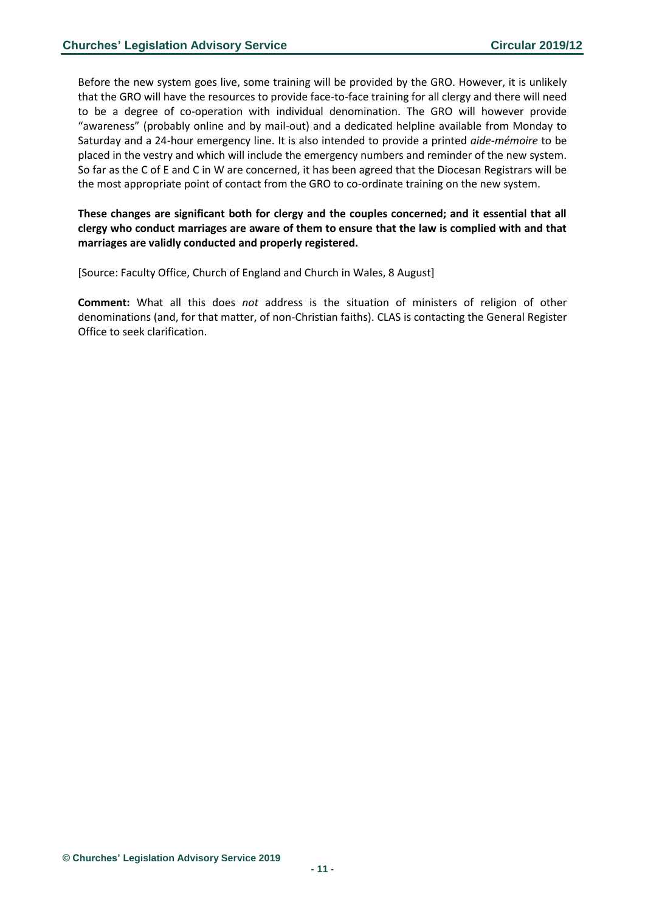Before the new system goes live, some training will be provided by the GRO. However, it is unlikely that the GRO will have the resources to provide face-to-face training for all clergy and there will need to be a degree of co-operation with individual denomination. The GRO will however provide "awareness" (probably online and by mail-out) and a dedicated helpline available from Monday to Saturday and a 24-hour emergency line. It is also intended to provide a printed *aide-mémoire* to be placed in the vestry and which will include the emergency numbers and reminder of the new system. So far as the C of E and C in W are concerned, it has been agreed that the Diocesan Registrars will be the most appropriate point of contact from the GRO to co-ordinate training on the new system.

**These changes are significant both for clergy and the couples concerned; and it essential that all clergy who conduct marriages are aware of them to ensure that the law is complied with and that marriages are validly conducted and properly registered.**

[Source: Faculty Office, Church of England and Church in Wales, 8 August]

**Comment:** What all this does *not* address is the situation of ministers of religion of other denominations (and, for that matter, of non-Christian faiths). CLAS is contacting the General Register Office to seek clarification.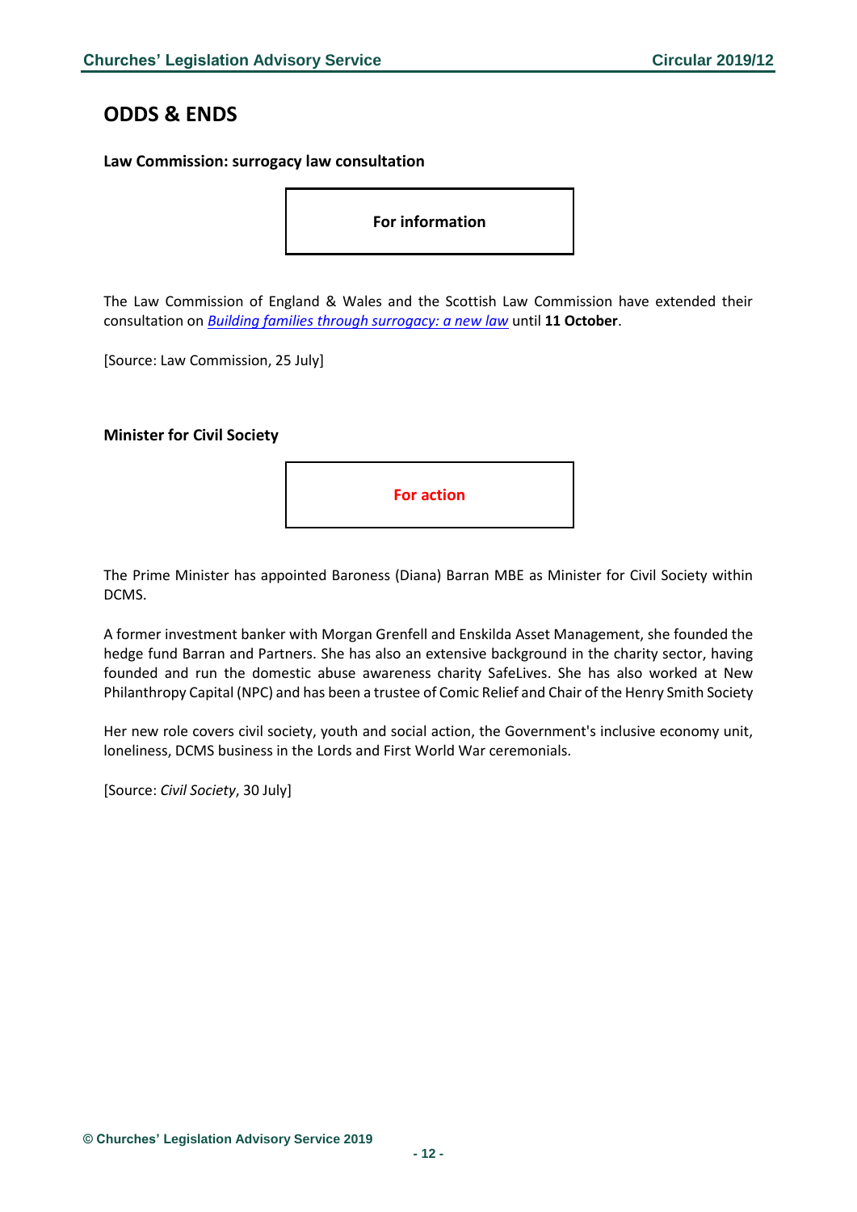## ODDS & ENDS

### Law Commission: surrogacy law consultation

**For information**

The Law Commission of England & Wales and the Scottish Law Commission have extended their consultation on *Building families through surrogacy: a new law* until **11 October**.

[Source: Law Commission, 25 July]

### Minister for Civil Society

**For action**

The Prime Minister has appointed Baroness (Diana) Barran MBE as Minister for Civil Society within DCMS.

A former investment banker with Morgan Grenfell and Enskilda Asset Management, she founded the hedge fund Barran and Partners. She has also an extensive background in the charity sector, having founded and run the domestic abuse awareness charity SafeLives. She has also worked at New Philanthropy Capital (NPC) and has been a trustee of Comic Relief and Chair of the Henry Smith Society

Her new role covers civil society, youth and social action, the Government's inclusive economy unit, loneliness, DCMS business in the Lords and First World War ceremonials.

[Source: *Civil Society*, 30 July]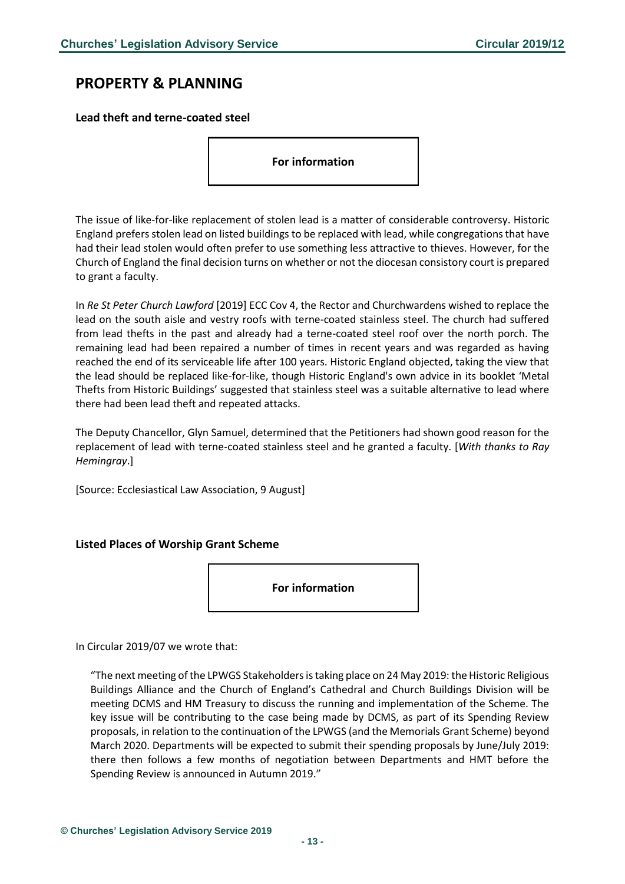# PROPERTY & PLANNING

### Lead theft and terne-coated steel

**For information**

The issue of like-for-like replacement of stolen lead is a matter of considerable controversy. Historic England prefers stolen lead on listed buildings to be replaced with lead, while congregations that have had their lead stolen would often prefer to use something less attractive to thieves. However, for the Church of England the final decision turns on whether or not the diocesan consistory court is prepared to grant a faculty.

In *Re St Peter Church Lawford* [2019] ECC Cov 4, the Rector and Churchwardens wished to replace the lead on the south aisle and vestry roofs with terne-coated stainless steel. The church had suffered from lead thefts in the past and already had a terne-coated steel roof over the north porch. The remaining lead had been repaired a number of times in recent years and was regarded as having reached the end of its serviceable life after 100 years. Historic England objected, taking the view that the lead should be replaced like-for-like, though Historic England's own advice in its booklet 'Metal Thefts from Historic Buildings' suggested that stainless steel was a suitable alternative to lead where there had been lead theft and repeated attacks.

The Deputy Chancellor, Glyn Samuel, determined that the Petitioners had shown good reason for the replacement of lead with terne-coated stainless steel and he granted a faculty. [*With thanks to Ray Hemingray*.]

[Source: Ecclesiastical Law Association, 9 August]

### Listed Places of Worship Grant Scheme

**For information**

In Circular 2019/07 we wrote that:

> "The next meeting of the LPWGS Stakeholders is taking place on 24 May 2019: the Historic Religious Buildings Alliance and the Church of England's Cathedral and Church Buildings Division will be meeting DCMS and HM Treasury to discuss the running and implementation of the Scheme. The key issue will be contributing to the case being made by DCMS, as part of its Spending Review proposals, in relation to the continuation of the LPWGS (and the Memorials Grant Scheme) beyond March 2020. Departments will be expected to submit their spending proposals by June/July 2019: there then follows a few months of negotiation between Departments and HMT before the Spending Review is announced in Autumn 2019."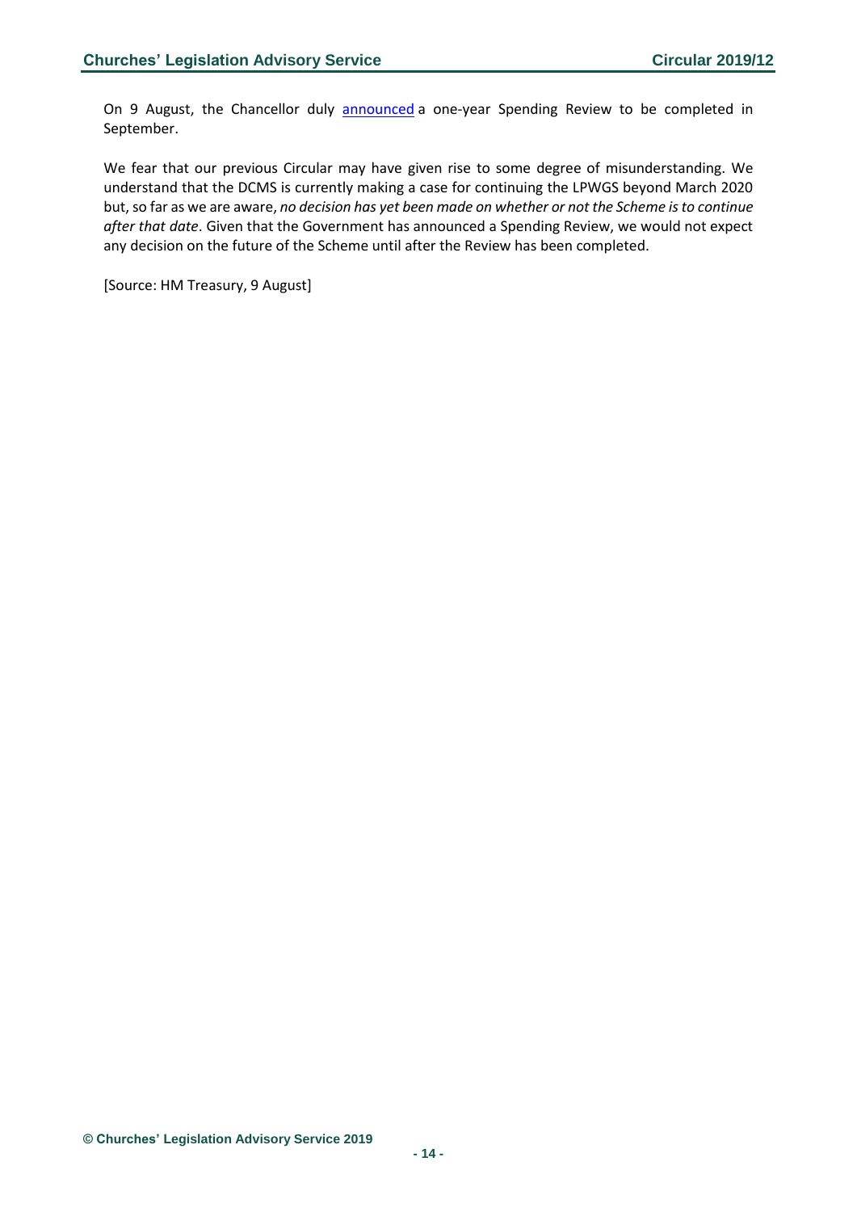On 9 August, the Chancellor duly announced a one-year Spending Review to be completed in September.

We fear that our previous Circular may have given rise to some degree of misunderstanding. We understand that the DCMS is currently making a case for continuing the LPWGS beyond March 2020 but, so far as we are aware, *no decision has yet been made on whether or not the Scheme is to continue after that date*. Given that the Government has announced a Spending Review, we would not expect any decision on the future of the Scheme until after the Review has been completed.

[Source: HM Treasury, 9 August]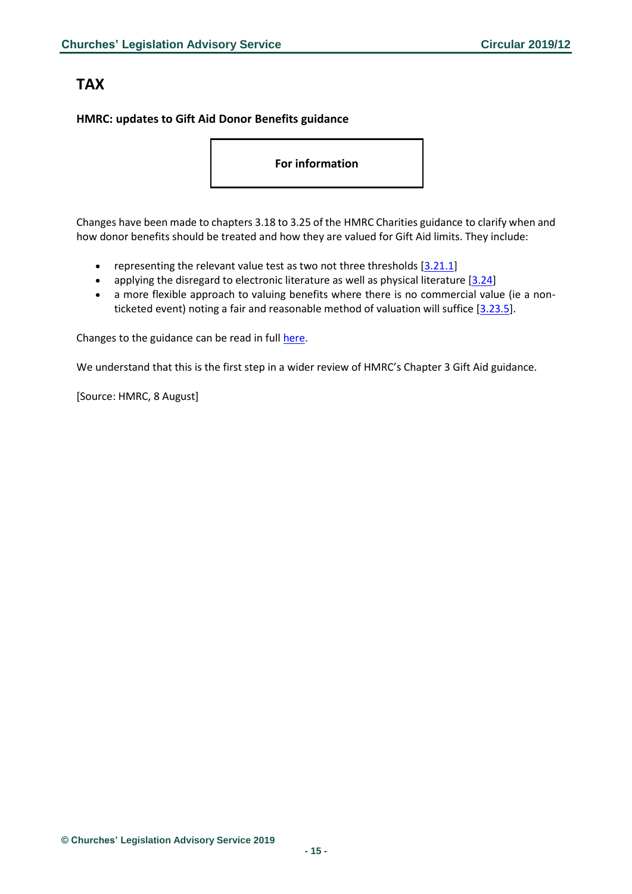# TAX

### HMRC: updates to Gift Aid Donor Benefits guidance

**For information**

Changes have been made to chapters 3.18 to 3.25 of the HMRC Charities guidance to clarify when and how donor benefits should be treated and how they are valued for Gift Aid limits. They include:

- representing the relevant value test as two not three thresholds [3.21.1]
- applying the disregard to electronic literature as well as physical literature [3.24]
- a more flexible approach to valuing benefits where there is no commercial value (ie a non-ticketed event) noting a fair and reasonable method of valuation will suffice [3.23.5].

Changes to the guidance can be read in full here.

We understand that this is the first step in a wider review of HMRC's Chapter 3 Gift Aid guidance.

[Source: HMRC, 8 August]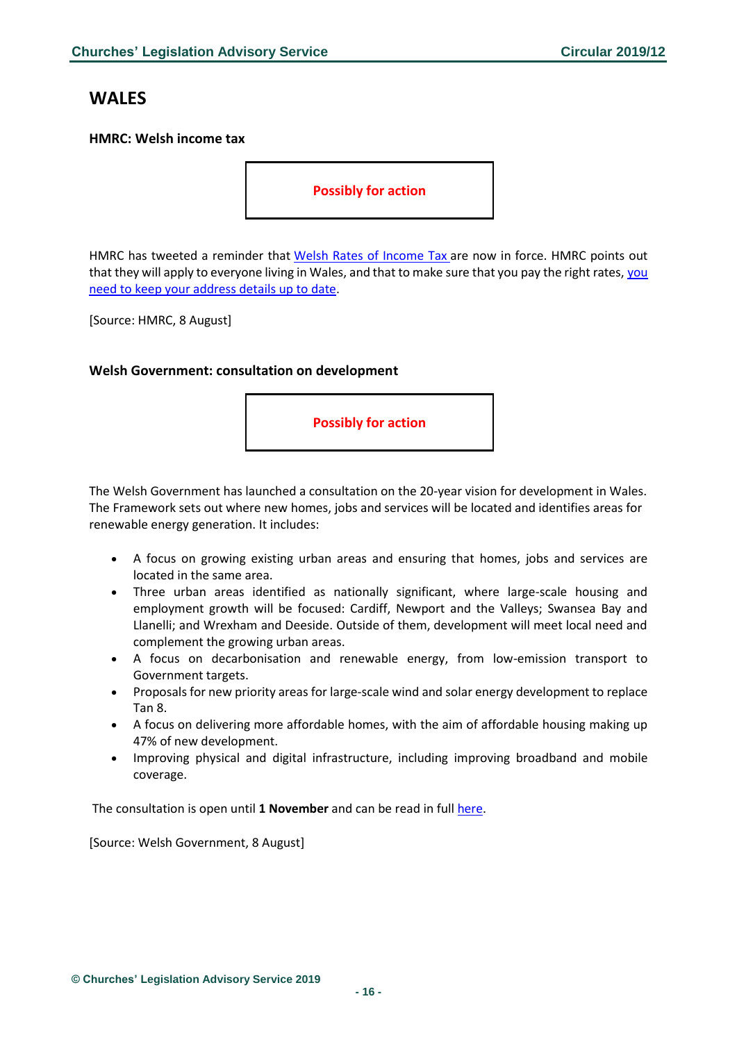# WALES

**HMRC: Welsh income tax**

**Possibly for action**

HMRC has tweeted a reminder that Welsh Rates of Income Tax are now in force. HMRC points out that they will apply to everyone living in Wales, and that to make sure that you pay the right rates, you need to keep your address details up to date.

[Source: HMRC, 8 August]

**Welsh Government: consultation on development**

**Possibly for action**

The Welsh Government has launched a consultation on the 20-year vision for development in Wales. The Framework sets out where new homes, jobs and services will be located and identifies areas for renewable energy generation. It includes:

- A focus on growing existing urban areas and ensuring that homes, jobs and services are located in the same area.
- Three urban areas identified as nationally significant, where large-scale housing and employment growth will be focused: Cardiff, Newport and the Valleys; Swansea Bay and Llanelli; and Wrexham and Deeside. Outside of them, development will meet local need and complement the growing urban areas.
- A focus on decarbonisation and renewable energy, from low-emission transport to Government targets.
- Proposals for new priority areas for large-scale wind and solar energy development to replace Tan 8.
- A focus on delivering more affordable homes, with the aim of affordable housing making up 47% of new development.
- Improving physical and digital infrastructure, including improving broadband and mobile coverage.

The consultation is open until **1 November** and can be read in full here.

[Source: Welsh Government, 8 August]

© Churches' Legislation Advisory Service 2019